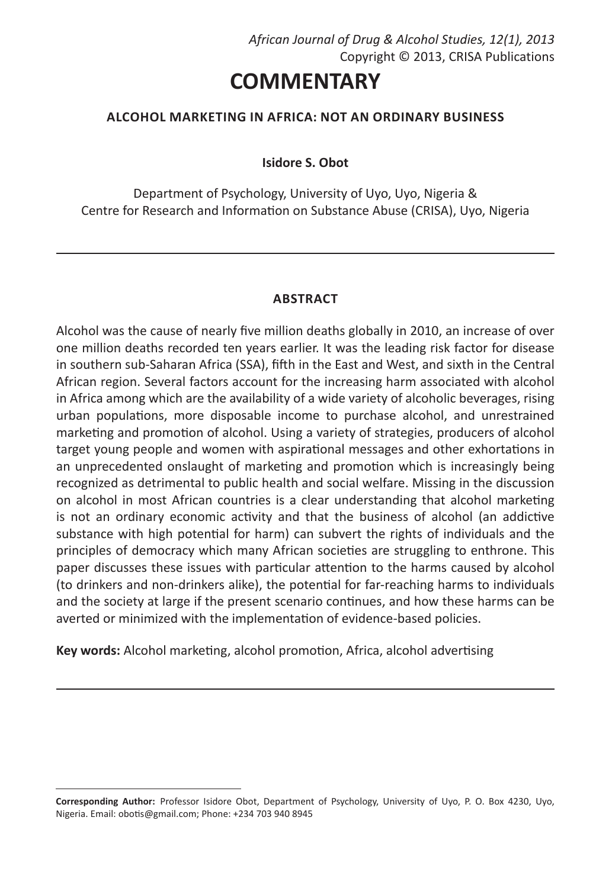# COMMENTARY

## ALCOHOL MARKETING IN AFRICA: NOT AN ORDINARY BUSINESS

**Isidore S. Obot**

Department of Psychology, University of Uyo, Uyo, Nigeria &
Centre for Research and Information on Substance Abuse (CRISA), Uyo, Nigeria

### ABSTRACT

Alcohol was the cause of nearly five million deaths globally in 2010, an increase of over one million deaths recorded ten years earlier. It was the leading risk factor for disease in southern sub-Saharan Africa (SSA), fifth in the East and West, and sixth in the Central African region. Several factors account for the increasing harm associated with alcohol in Africa among which are the availability of a wide variety of alcoholic beverages, rising urban populations, more disposable income to purchase alcohol, and unrestrained marketing and promotion of alcohol. Using a variety of strategies, producers of alcohol target young people and women with aspirational messages and other exhortations in an unprecedented onslaught of marketing and promotion which is increasingly being recognized as detrimental to public health and social welfare. Missing in the discussion on alcohol in most African countries is a clear understanding that alcohol marketing is not an ordinary economic activity and that the business of alcohol (an addictive substance with high potential for harm) can subvert the rights of individuals and the principles of democracy which many African societies are struggling to enthrone. This paper discusses these issues with particular attention to the harms caused by alcohol (to drinkers and non-drinkers alike), the potential for far-reaching harms to individuals and the society at large if the present scenario continues, and how these harms can be averted or minimized with the implementation of evidence-based policies.

**Key words:** Alcohol marketing, alcohol promotion, Africa, alcohol advertising

---

**Corresponding Author:** Professor Isidore Obot, Department of Psychology, University of Uyo, P. O. Box 4230, Uyo, Nigeria. Email: obotis@gmail.com; Phone: +234 703 940 8945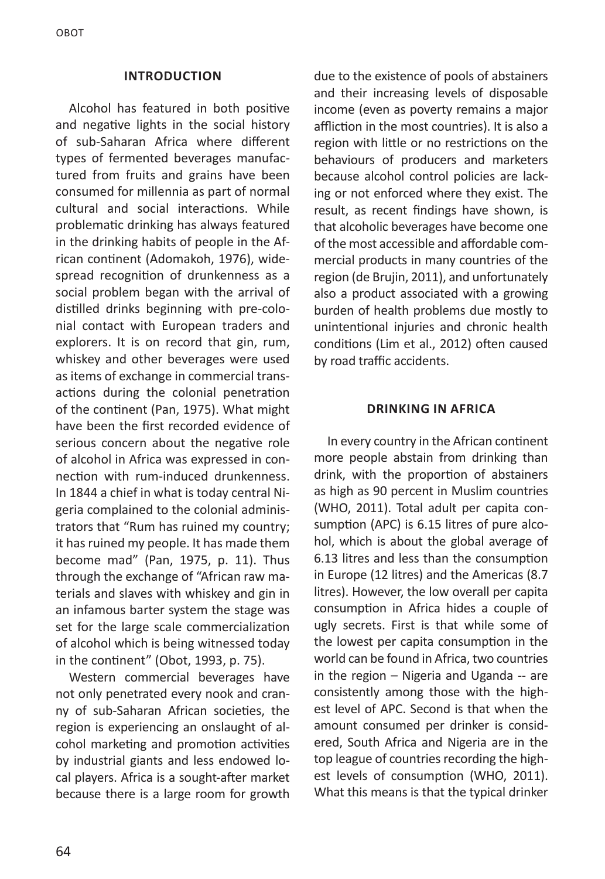## INTRODUCTION

Alcohol has featured in both positive and negative lights in the social history of sub-Saharan Africa where different types of fermented beverages manufactured from fruits and grains have been consumed for millennia as part of normal cultural and social interactions. While problematic drinking has always featured in the drinking habits of people in the African continent (Adomakoh, 1976), widespread recognition of drunkenness as a social problem began with the arrival of distilled drinks beginning with pre-colonial contact with European traders and explorers. It is on record that gin, rum, whiskey and other beverages were used as items of exchange in commercial transactions during the colonial penetration of the continent (Pan, 1975). What might have been the first recorded evidence of serious concern about the negative role of alcohol in Africa was expressed in connection with rum-induced drunkenness. In 1844 a chief in what is today central Nigeria complained to the colonial administrators that "Rum has ruined my country; it has ruined my people. It has made them become mad" (Pan, 1975, p. 11). Thus through the exchange of "African raw materials and slaves with whiskey and gin in an infamous barter system the stage was set for the large scale commercialization of alcohol which is being witnessed today in the continent" (Obot, 1993, p. 75).

Western commercial beverages have not only penetrated every nook and cranny of sub-Saharan African societies, the region is experiencing an onslaught of alcohol marketing and promotion activities by industrial giants and less endowed local players. Africa is a sought-after market because there is a large room for growth due to the existence of pools of abstainers and their increasing levels of disposable income (even as poverty remains a major affliction in the most countries). It is also a region with little or no restrictions on the behaviours of producers and marketers because alcohol control policies are lacking or not enforced where they exist. The result, as recent findings have shown, is that alcoholic beverages have become one of the most accessible and affordable commercial products in many countries of the region (de Brujin, 2011), and unfortunately also a product associated with a growing burden of health problems due mostly to unintentional injuries and chronic health conditions (Lim et al., 2012) often caused by road traffic accidents.

## DRINKING IN AFRICA

In every country in the African continent more people abstain from drinking than drink, with the proportion of abstainers as high as 90 percent in Muslim countries (WHO, 2011). Total adult per capita consumption (APC) is 6.15 litres of pure alcohol, which is about the global average of 6.13 litres and less than the consumption in Europe (12 litres) and the Americas (8.7 litres). However, the low overall per capita consumption in Africa hides a couple of ugly secrets. First is that while some of the lowest per capita consumption in the world can be found in Africa, two countries in the region – Nigeria and Uganda -- are consistently among those with the highest level of APC. Second is that when the amount consumed per drinker is considered, South Africa and Nigeria are in the top league of countries recording the highest levels of consumption (WHO, 2011). What this means is that the typical drinker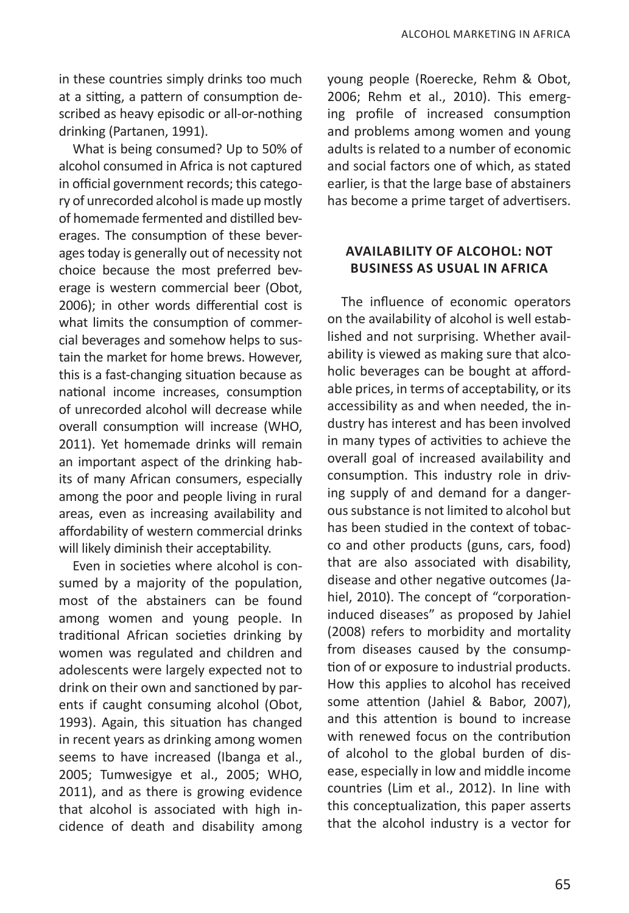in these countries simply drinks too much at a sitting, a pattern of consumption described as heavy episodic or all-or-nothing drinking (Partanen, 1991).

What is being consumed? Up to 50% of alcohol consumed in Africa is not captured in official government records; this category of unrecorded alcohol is made up mostly of homemade fermented and distilled beverages. The consumption of these beverages today is generally out of necessity not choice because the most preferred beverage is western commercial beer (Obot, 2006); in other words differential cost is what limits the consumption of commercial beverages and somehow helps to sustain the market for home brews. However, this is a fast-changing situation because as national income increases, consumption of unrecorded alcohol will decrease while overall consumption will increase (WHO, 2011). Yet homemade drinks will remain an important aspect of the drinking habits of many African consumers, especially among the poor and people living in rural areas, even as increasing availability and affordability of western commercial drinks will likely diminish their acceptability.

Even in societies where alcohol is consumed by a majority of the population, most of the abstainers can be found among women and young people. In traditional African societies drinking by women was regulated and children and adolescents were largely expected not to drink on their own and sanctioned by parents if caught consuming alcohol (Obot, 1993). Again, this situation has changed in recent years as drinking among women seems to have increased (Ibanga et al., 2005; Tumwesigye et al., 2005; WHO, 2011), and as there is growing evidence that alcohol is associated with high incidence of death and disability among young people (Roerecke, Rehm & Obot, 2006; Rehm et al., 2010). This emerging profile of increased consumption and problems among women and young adults is related to a number of economic and social factors one of which, as stated earlier, is that the large base of abstainers has become a prime target of advertisers.

## AVAILABILITY OF ALCOHOL: NOT BUSINESS AS USUAL IN AFRICA

The influence of economic operators on the availability of alcohol is well established and not surprising. Whether availability is viewed as making sure that alcoholic beverages can be bought at affordable prices, in terms of acceptability, or its accessibility as and when needed, the industry has interest and has been involved in many types of activities to achieve the overall goal of increased availability and consumption. This industry role in driving supply of and demand for a dangerous substance is not limited to alcohol but has been studied in the context of tobacco and other products (guns, cars, food) that are also associated with disability, disease and other negative outcomes (Jahiel, 2010). The concept of "corporation-induced diseases" as proposed by Jahiel (2008) refers to morbidity and mortality from diseases caused by the consumption of or exposure to industrial products. How this applies to alcohol has received some attention (Jahiel & Babor, 2007), and this attention is bound to increase with renewed focus on the contribution of alcohol to the global burden of disease, especially in low and middle income countries (Lim et al., 2012). In line with this conceptualization, this paper asserts that the alcohol industry is a vector for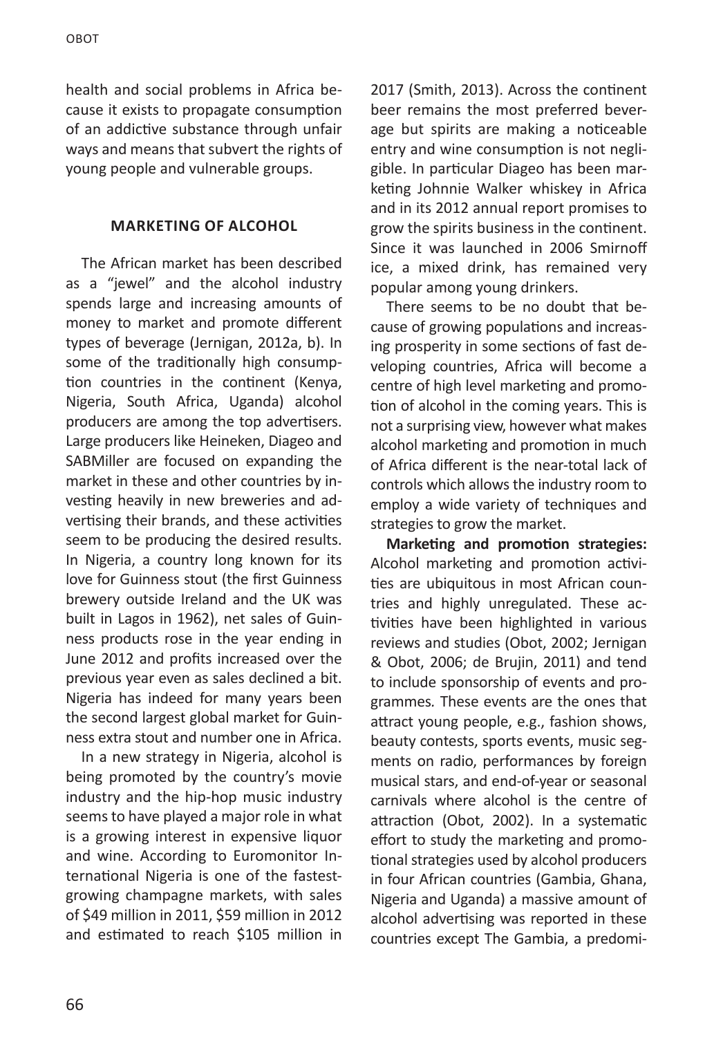health and social problems in Africa because it exists to propagate consumption of an addictive substance through unfair ways and means that subvert the rights of young people and vulnerable groups.

## MARKETING OF ALCOHOL

The African market has been described as a "jewel" and the alcohol industry spends large and increasing amounts of money to market and promote different types of beverage (Jernigan, 2012a, b). In some of the traditionally high consumption countries in the continent (Kenya, Nigeria, South Africa, Uganda) alcohol producers are among the top advertisers. Large producers like Heineken, Diageo and SABMiller are focused on expanding the market in these and other countries by investing heavily in new breweries and advertising their brands, and these activities seem to be producing the desired results. In Nigeria, a country long known for its love for Guinness stout (the first Guinness brewery outside Ireland and the UK was built in Lagos in 1962), net sales of Guinness products rose in the year ending in June 2012 and profits increased over the previous year even as sales declined a bit. Nigeria has indeed for many years been the second largest global market for Guinness extra stout and number one in Africa.

In a new strategy in Nigeria, alcohol is being promoted by the country's movie industry and the hip-hop music industry seems to have played a major role in what is a growing interest in expensive liquor and wine. According to Euromonitor International Nigeria is one of the fastest-growing champagne markets, with sales of $49 million in 2011, $59 million in 2012 and estimated to reach $105 million in 2017 (Smith, 2013). Across the continent beer remains the most preferred beverage but spirits are making a noticeable entry and wine consumption is not negligible. In particular Diageo has been marketing Johnnie Walker whiskey in Africa and in its 2012 annual report promises to grow the spirits business in the continent. Since it was launched in 2006 Smirnoff ice, a mixed drink, has remained very popular among young drinkers.

There seems to be no doubt that because of growing populations and increasing prosperity in some sections of fast developing countries, Africa will become a centre of high level marketing and promotion of alcohol in the coming years. This is not a surprising view, however what makes alcohol marketing and promotion in much of Africa different is the near-total lack of controls which allows the industry room to employ a wide variety of techniques and strategies to grow the market.

**Marketing and promotion strategies:** Alcohol marketing and promotion activities are ubiquitous in most African countries and highly unregulated. These activities have been highlighted in various reviews and studies (Obot, 2002; Jernigan & Obot, 2006; de Brujin, 2011) and tend to include sponsorship of events and programmes. These events are the ones that attract young people, e.g., fashion shows, beauty contests, sports events, music segments on radio, performances by foreign musical stars, and end-of-year or seasonal carnivals where alcohol is the centre of attraction (Obot, 2002). In a systematic effort to study the marketing and promotional strategies used by alcohol producers in four African countries (Gambia, Ghana, Nigeria and Uganda) a massive amount of alcohol advertising was reported in these countries except The Gambia, a predomi-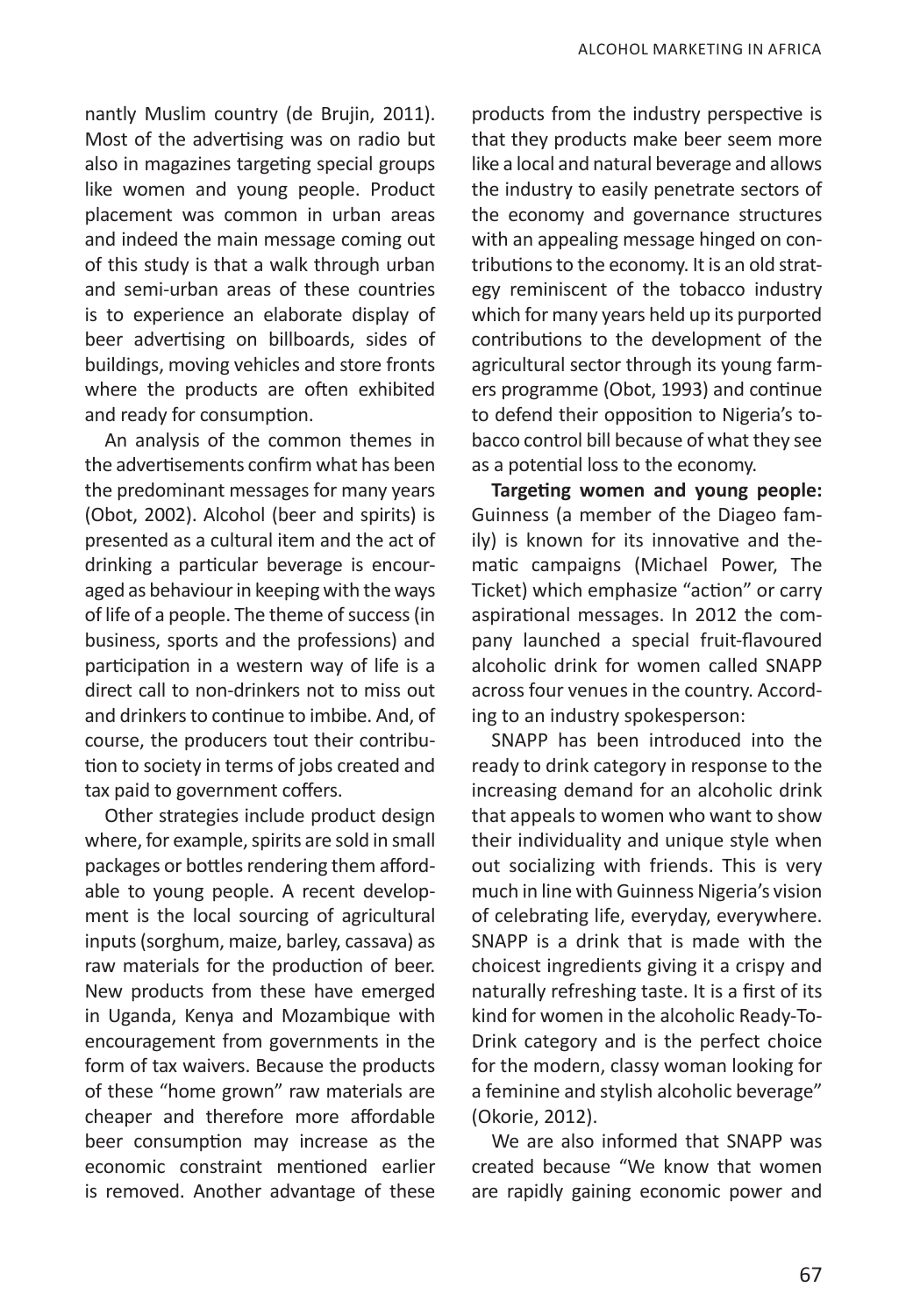nantly Muslim country (de Brujin, 2011). Most of the advertising was on radio but also in magazines targeting special groups like women and young people. Product placement was common in urban areas and indeed the main message coming out of this study is that a walk through urban and semi-urban areas of these countries is to experience an elaborate display of beer advertising on billboards, sides of buildings, moving vehicles and store fronts where the products are often exhibited and ready for consumption.

An analysis of the common themes in the advertisements confirm what has been the predominant messages for many years (Obot, 2002). Alcohol (beer and spirits) is presented as a cultural item and the act of drinking a particular beverage is encouraged as behaviour in keeping with the ways of life of a people. The theme of success (in business, sports and the professions) and participation in a western way of life is a direct call to non-drinkers not to miss out and drinkers to continue to imbibe. And, of course, the producers tout their contribution to society in terms of jobs created and tax paid to government coffers.

Other strategies include product design where, for example, spirits are sold in small packages or bottles rendering them affordable to young people. A recent development is the local sourcing of agricultural inputs (sorghum, maize, barley, cassava) as raw materials for the production of beer. New products from these have emerged in Uganda, Kenya and Mozambique with encouragement from governments in the form of tax waivers. Because the products of these "home grown" raw materials are cheaper and therefore more affordable beer consumption may increase as the economic constraint mentioned earlier is removed. Another advantage of these products from the industry perspective is that they products make beer seem more like a local and natural beverage and allows the industry to easily penetrate sectors of the economy and governance structures with an appealing message hinged on contributions to the economy. It is an old strategy reminiscent of the tobacco industry which for many years held up its purported contributions to the development of the agricultural sector through its young farmers programme (Obot, 1993) and continue to defend their opposition to Nigeria's tobacco control bill because of what they see as a potential loss to the economy.

**Targeting women and young people:** Guinness (a member of the Diageo family) is known for its innovative and thematic campaigns (Michael Power, The Ticket) which emphasize "action" or carry aspirational messages. In 2012 the company launched a special fruit-flavoured alcoholic drink for women called SNAPP across four venues in the country. According to an industry spokesperson:

SNAPP has been introduced into the ready to drink category in response to the increasing demand for an alcoholic drink that appeals to women who want to show their individuality and unique style when out socializing with friends. This is very much in line with Guinness Nigeria's vision of celebrating life, everyday, everywhere. SNAPP is a drink that is made with the choicest ingredients giving it a crispy and naturally refreshing taste. It is a first of its kind for women in the alcoholic Ready-To-Drink category and is the perfect choice for the modern, classy woman looking for a feminine and stylish alcoholic beverage" (Okorie, 2012).

We are also informed that SNAPP was created because "We know that women are rapidly gaining economic power and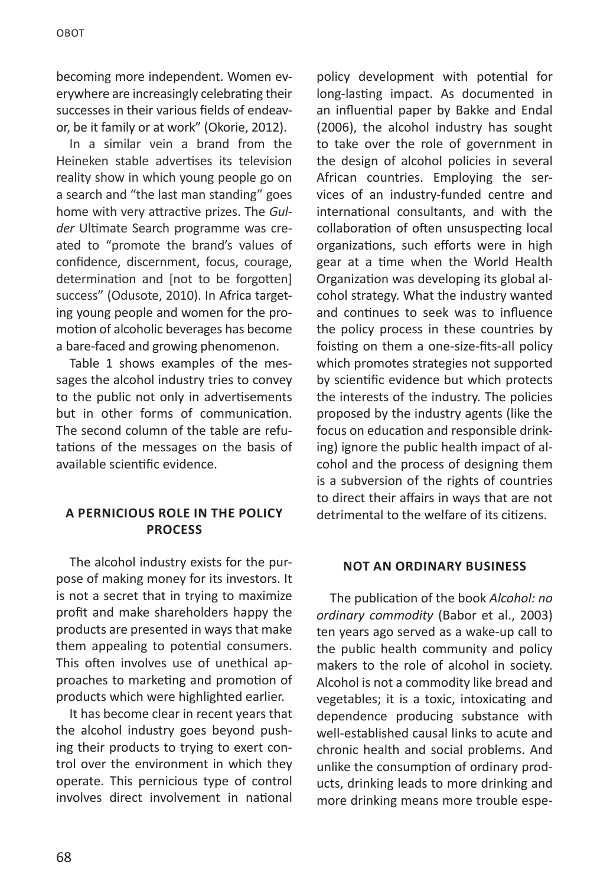becoming more independent. Women everywhere are increasingly celebrating their successes in their various fields of endeavor, be it family or at work" (Okorie, 2012).

In a similar vein a brand from the Heineken stable advertises its television reality show in which young people go on a search and "the last man standing" goes home with very attractive prizes. The *Gulder* Ultimate Search programme was created to "promote the brand's values of confidence, discernment, focus, courage, determination and [not to be forgotten] success" (Odusote, 2010). In Africa targeting young people and women for the promotion of alcoholic beverages has become a bare-faced and growing phenomenon.

Table 1 shows examples of the messages the alcohol industry tries to convey to the public not only in advertisements but in other forms of communication. The second column of the table are refutations of the messages on the basis of available scientific evidence.

## A PERNICIOUS ROLE IN THE POLICY PROCESS

The alcohol industry exists for the purpose of making money for its investors. It is not a secret that in trying to maximize profit and make shareholders happy the products are presented in ways that make them appealing to potential consumers. This often involves use of unethical approaches to marketing and promotion of products which were highlighted earlier.

It has become clear in recent years that the alcohol industry goes beyond pushing their products to trying to exert control over the environment in which they operate. This pernicious type of control involves direct involvement in national policy development with potential for long-lasting impact. As documented in an influential paper by Bakke and Endal (2006), the alcohol industry has sought to take over the role of government in the design of alcohol policies in several African countries. Employing the services of an industry-funded centre and international consultants, and with the collaboration of often unsuspecting local organizations, such efforts were in high gear at a time when the World Health Organization was developing its global alcohol strategy. What the industry wanted and continues to seek was to influence the policy process in these countries by foisting on them a one-size-fits-all policy which promotes strategies not supported by scientific evidence but which protects the interests of the industry. The policies proposed by the industry agents (like the focus on education and responsible drinking) ignore the public health impact of alcohol and the process of designing them is a subversion of the rights of countries to direct their affairs in ways that are not detrimental to the welfare of its citizens.

## NOT AN ORDINARY BUSINESS

The publication of the book *Alcohol: no ordinary commodity* (Babor et al., 2003) ten years ago served as a wake-up call to the public health community and policy makers to the role of alcohol in society. Alcohol is not a commodity like bread and vegetables; it is a toxic, intoxicating and dependence producing substance with well-established causal links to acute and chronic health and social problems. And unlike the consumption of ordinary products, drinking leads to more drinking and more drinking means more trouble espe-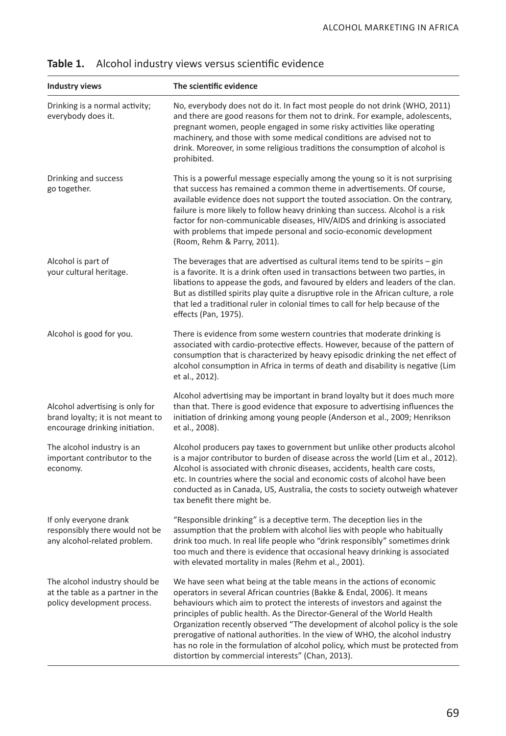**Table 1.** Alcohol industry views versus scientific evidence

| Industry views | The scientific evidence |
|---|---|
| Drinking is a normal activity; everybody does it. | No, everybody does not do it. In fact most people do not drink (WHO, 2011) and there are good reasons for them not to drink. For example, adolescents, pregnant women, people engaged in some risky activities like operating machinery, and those with some medical conditions are advised not to drink. Moreover, in some religious traditions the consumption of alcohol is prohibited. |
| Drinking and success go together. | This is a powerful message especially among the young so it is not surprising that success has remained a common theme in advertisements. Of course, available evidence does not support the touted association. On the contrary, failure is more likely to follow heavy drinking than success. Alcohol is a risk factor for non-communicable diseases, HIV/AIDS and drinking is associated with problems that impede personal and socio-economic development (Room, Rehm & Parry, 2011). |
| Alcohol is part of your cultural heritage. | The beverages that are advertised as cultural items tend to be spirits – gin is a favorite. It is a drink often used in transactions between two parties, in libations to appease the gods, and favoured by elders and leaders of the clan. But as distilled spirits play quite a disruptive role in the African culture, a role that led a traditional ruler in colonial times to call for help because of the effects (Pan, 1975). |
| Alcohol is good for you. | There is evidence from some western countries that moderate drinking is associated with cardio-protective effects. However, because of the pattern of consumption that is characterized by heavy episodic drinking the net effect of alcohol consumption in Africa in terms of death and disability is negative (Lim et al., 2012). |
| Alcohol advertising is only for brand loyalty; it is not meant to encourage drinking initiation. | Alcohol advertising may be important in brand loyalty but it does much more than that. There is good evidence that exposure to advertising influences the initiation of drinking among young people (Anderson et al., 2009; Henrikson et al., 2008). |
| The alcohol industry is an important contributor to the economy. | Alcohol producers pay taxes to government but unlike other products alcohol is a major contributor to burden of disease across the world (Lim et al., 2012). Alcohol is associated with chronic diseases, accidents, health care costs, etc. In countries where the social and economic costs of alcohol have been conducted as in Canada, US, Australia, the costs to society outweigh whatever tax benefit there might be. |
| If only everyone drank responsibly there would not be any alcohol-related problem. | "Responsible drinking" is a deceptive term. The deception lies in the assumption that the problem with alcohol lies with people who habitually drink too much. In real life people who "drink responsibly" sometimes drink too much and there is evidence that occasional heavy drinking is associated with elevated mortality in males (Rehm et al., 2001). |
| The alcohol industry should be at the table as a partner in the policy development process. | We have seen what being at the table means in the actions of economic operators in several African countries (Bakke & Endal, 2006). It means behaviours which aim to protect the interests of investors and against the principles of public health. As the Director-General of the World Health Organization recently observed "The development of alcohol policy is the sole prerogative of national authorities. In the view of WHO, the alcohol industry has no role in the formulation of alcohol policy, which must be protected from distortion by commercial interests" (Chan, 2013). |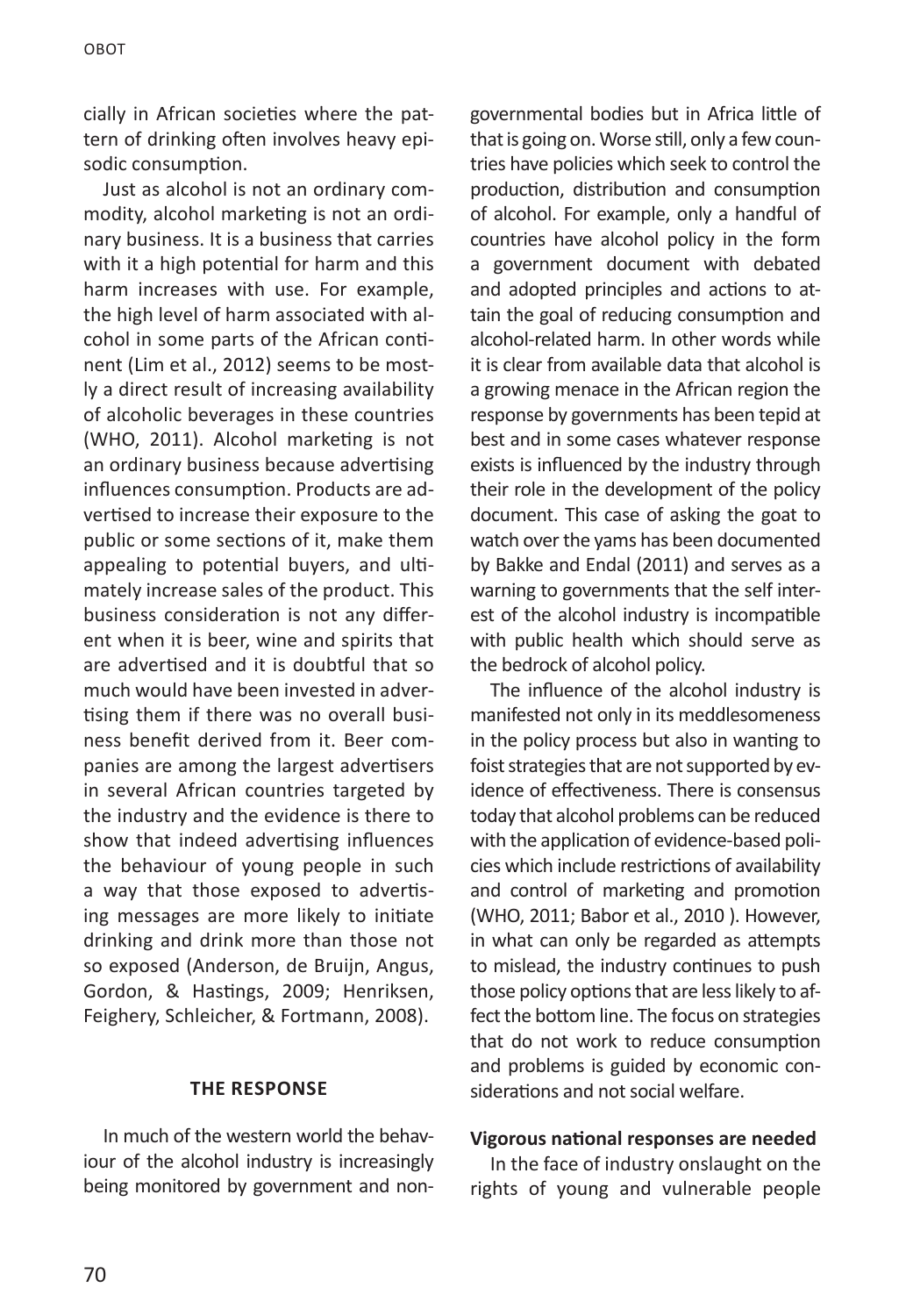cially in African societies where the pattern of drinking often involves heavy episodic consumption.

Just as alcohol is not an ordinary commodity, alcohol marketing is not an ordinary business. It is a business that carries with it a high potential for harm and this harm increases with use. For example, the high level of harm associated with alcohol in some parts of the African continent (Lim et al., 2012) seems to be mostly a direct result of increasing availability of alcoholic beverages in these countries (WHO, 2011). Alcohol marketing is not an ordinary business because advertising influences consumption. Products are advertised to increase their exposure to the public or some sections of it, make them appealing to potential buyers, and ultimately increase sales of the product. This business consideration is not any different when it is beer, wine and spirits that are advertised and it is doubtful that so much would have been invested in advertising them if there was no overall business benefit derived from it. Beer companies are among the largest advertisers in several African countries targeted by the industry and the evidence is there to show that indeed advertising influences the behaviour of young people in such a way that those exposed to advertising messages are more likely to initiate drinking and drink more than those not so exposed (Anderson, de Bruijn, Angus, Gordon, & Hastings, 2009; Henriksen, Feighery, Schleicher, & Fortmann, 2008).

## THE RESPONSE

In much of the western world the behaviour of the alcohol industry is increasingly being monitored by government and non-governmental bodies but in Africa little of that is going on. Worse still, only a few countries have policies which seek to control the production, distribution and consumption of alcohol. For example, only a handful of countries have alcohol policy in the form a government document with debated and adopted principles and actions to attain the goal of reducing consumption and alcohol-related harm. In other words while it is clear from available data that alcohol is a growing menace in the African region the response by governments has been tepid at best and in some cases whatever response exists is influenced by the industry through their role in the development of the policy document. This case of asking the goat to watch over the yams has been documented by Bakke and Endal (2011) and serves as a warning to governments that the self interest of the alcohol industry is incompatible with public health which should serve as the bedrock of alcohol policy.

The influence of the alcohol industry is manifested not only in its meddlesomeness in the policy process but also in wanting to foist strategies that are not supported by evidence of effectiveness. There is consensus today that alcohol problems can be reduced with the application of evidence-based policies which include restrictions of availability and control of marketing and promotion (WHO, 2011; Babor et al., 2010 ). However, in what can only be regarded as attempts to mislead, the industry continues to push those policy options that are less likely to affect the bottom line. The focus on strategies that do not work to reduce consumption and problems is guided by economic considerations and not social welfare.

### Vigorous national responses are needed

In the face of industry onslaught on the rights of young and vulnerable people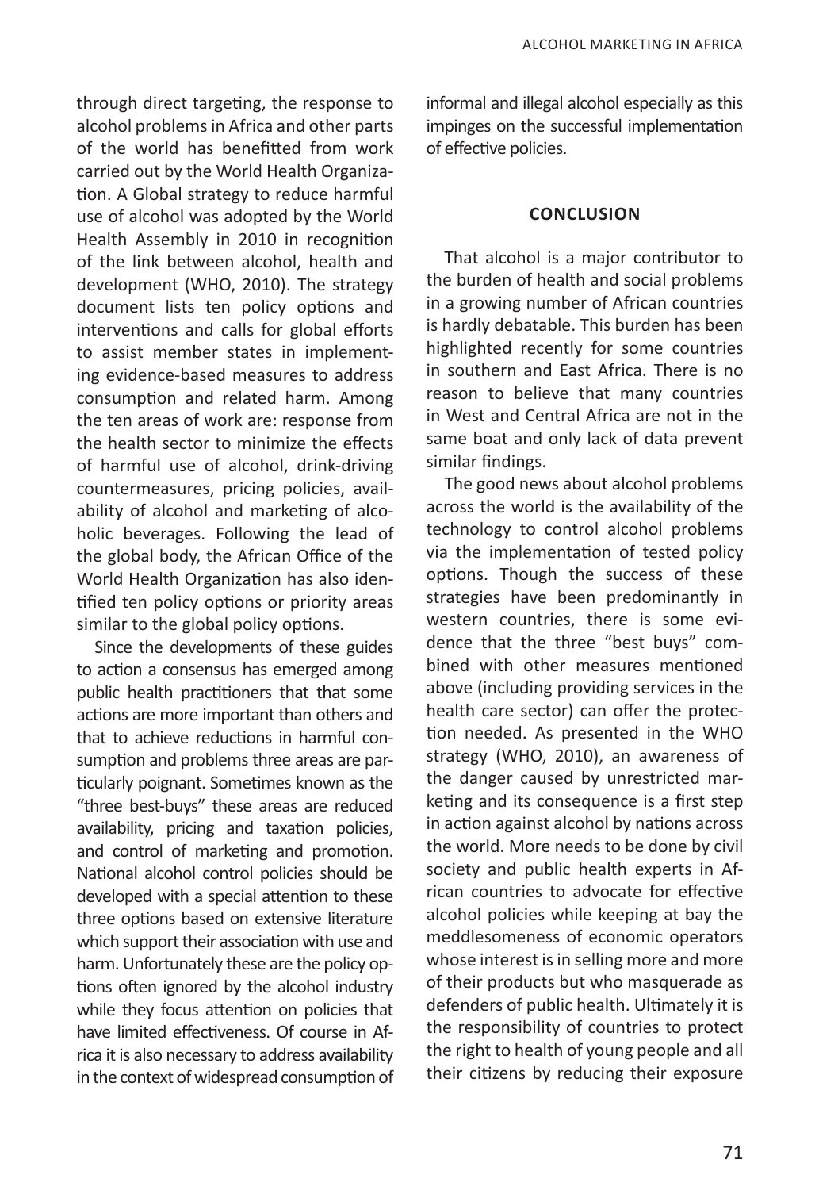through direct targeting, the response to alcohol problems in Africa and other parts of the world has benefitted from work carried out by the World Health Organization. A Global strategy to reduce harmful use of alcohol was adopted by the World Health Assembly in 2010 in recognition of the link between alcohol, health and development (WHO, 2010). The strategy document lists ten policy options and interventions and calls for global efforts to assist member states in implementing evidence-based measures to address consumption and related harm. Among the ten areas of work are: response from the health sector to minimize the effects of harmful use of alcohol, drink-driving countermeasures, pricing policies, availability of alcohol and marketing of alcoholic beverages. Following the lead of the global body, the African Office of the World Health Organization has also identified ten policy options or priority areas similar to the global policy options.

Since the developments of these guides to action a consensus has emerged among public health practitioners that that some actions are more important than others and that to achieve reductions in harmful consumption and problems three areas are particularly poignant. Sometimes known as the "three best-buys" these areas are reduced availability, pricing and taxation policies, and control of marketing and promotion. National alcohol control policies should be developed with a special attention to these three options based on extensive literature which support their association with use and harm. Unfortunately these are the policy options often ignored by the alcohol industry while they focus attention on policies that have limited effectiveness. Of course in Africa it is also necessary to address availability in the context of widespread consumption of informal and illegal alcohol especially as this impinges on the successful implementation of effective policies.

## CONCLUSION

That alcohol is a major contributor to the burden of health and social problems in a growing number of African countries is hardly debatable. This burden has been highlighted recently for some countries in southern and East Africa. There is no reason to believe that many countries in West and Central Africa are not in the same boat and only lack of data prevent similar findings.

The good news about alcohol problems across the world is the availability of the technology to control alcohol problems via the implementation of tested policy options. Though the success of these strategies have been predominantly in western countries, there is some evidence that the three "best buys" combined with other measures mentioned above (including providing services in the health care sector) can offer the protection needed. As presented in the WHO strategy (WHO, 2010), an awareness of the danger caused by unrestricted marketing and its consequence is a first step in action against alcohol by nations across the world. More needs to be done by civil society and public health experts in African countries to advocate for effective alcohol policies while keeping at bay the meddlesomeness of economic operators whose interest is in selling more and more of their products but who masquerade as defenders of public health. Ultimately it is the responsibility of countries to protect the right to health of young people and all their citizens by reducing their exposure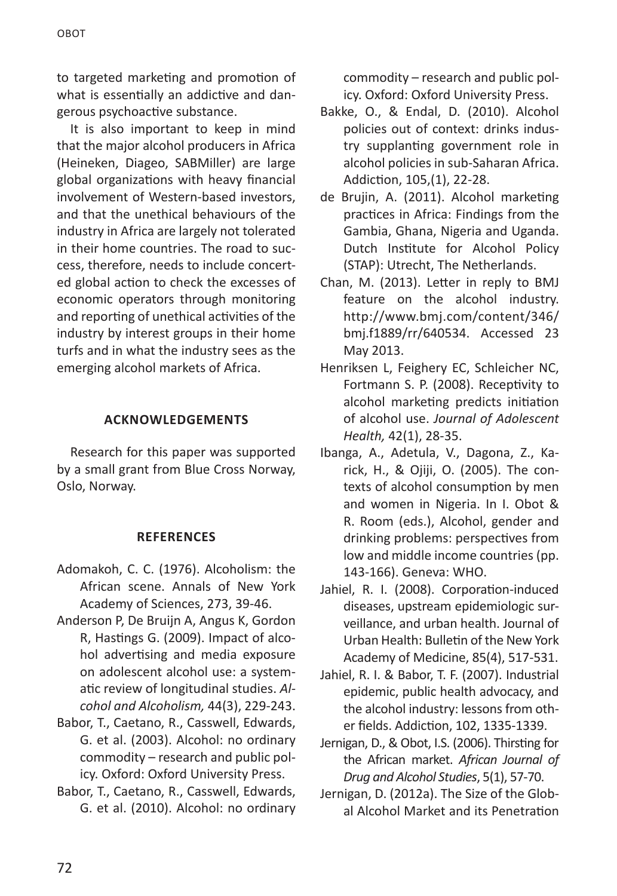to targeted marketing and promotion of what is essentially an addictive and dangerous psychoactive substance.

It is also important to keep in mind that the major alcohol producers in Africa (Heineken, Diageo, SABMiller) are large global organizations with heavy financial involvement of Western-based investors, and that the unethical behaviours of the industry in Africa are largely not tolerated in their home countries. The road to success, therefore, needs to include concerted global action to check the excesses of economic operators through monitoring and reporting of unethical activities of the industry by interest groups in their home turfs and in what the industry sees as the emerging alcohol markets of Africa.

## ACKNOWLEDGEMENTS

Research for this paper was supported by a small grant from Blue Cross Norway, Oslo, Norway.

## REFERENCES

Adomakoh, C. C. (1976). Alcoholism: the African scene. Annals of New York Academy of Sciences, 273, 39-46.

Anderson P, De Bruijn A, Angus K, Gordon R, Hastings G. (2009). Impact of alcohol advertising and media exposure on adolescent alcohol use: a systematic review of longitudinal studies. *Alcohol and Alcoholism,* 44(3), 229-243.

Babor, T., Caetano, R., Casswell, Edwards, G. et al. (2003). Alcohol: no ordinary commodity – research and public policy. Oxford: Oxford University Press.

Babor, T., Caetano, R., Casswell, Edwards, G. et al. (2010). Alcohol: no ordinary commodity – research and public policy. Oxford: Oxford University Press.

Bakke, O., & Endal, D. (2010). Alcohol policies out of context: drinks industry supplanting government role in alcohol policies in sub-Saharan Africa. Addiction, 105,(1), 22-28.

de Brujin, A. (2011). Alcohol marketing practices in Africa: Findings from the Gambia, Ghana, Nigeria and Uganda. Dutch Institute for Alcohol Policy (STAP): Utrecht, The Netherlands.

Chan, M. (2013). Letter in reply to BMJ feature on the alcohol industry. http://www.bmj.com/content/346/bmj.f1889/rr/640534. Accessed 23 May 2013.

Henriksen L, Feighery EC, Schleicher NC, Fortmann S. P. (2008). Receptivity to alcohol marketing predicts initiation of alcohol use. *Journal of Adolescent Health,* 42(1), 28-35.

Ibanga, A., Adetula, V., Dagona, Z., Karick, H., & Ojiji, O. (2005). The contexts of alcohol consumption by men and women in Nigeria. In I. Obot & R. Room (eds.), Alcohol, gender and drinking problems: perspectives from low and middle income countries (pp. 143-166). Geneva: WHO.

Jahiel, R. I. (2008). Corporation-induced diseases, upstream epidemiologic surveillance, and urban health. Journal of Urban Health: Bulletin of the New York Academy of Medicine, 85(4), 517-531.

Jahiel, R. I. & Babor, T. F. (2007). Industrial epidemic, public health advocacy, and the alcohol industry: lessons from other fields. Addiction, 102, 1335-1339.

Jernigan, D., & Obot, I.S. (2006). Thirsting for the African market. *African Journal of Drug and Alcohol Studies*, 5(1), 57-70.

Jernigan, D. (2012a). The Size of the Global Alcohol Market and its Penetration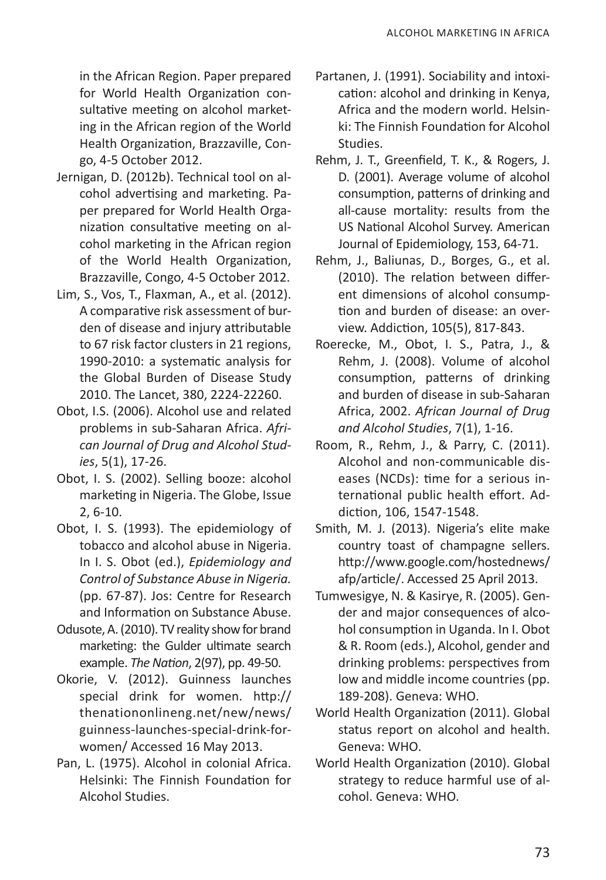in the African Region. Paper prepared for World Health Organization consultative meeting on alcohol marketing in the African region of the World Health Organization, Brazzaville, Congo, 4-5 October 2012.

Jernigan, D. (2012b). Technical tool on alcohol advertising and marketing. Paper prepared for World Health Organization consultative meeting on alcohol marketing in the African region of the World Health Organization, Brazzaville, Congo, 4-5 October 2012.

Lim, S., Vos, T., Flaxman, A., et al. (2012). A comparative risk assessment of burden of disease and injury attributable to 67 risk factor clusters in 21 regions, 1990-2010: a systematic analysis for the Global Burden of Disease Study 2010. The Lancet, 380, 2224-22260.

Obot, I.S. (2006). Alcohol use and related problems in sub-Saharan Africa. *African Journal of Drug and Alcohol Studies*, 5(1), 17-26.

Obot, I. S. (2002). Selling booze: alcohol marketing in Nigeria. The Globe, Issue 2, 6-10.

Obot, I. S. (1993). The epidemiology of tobacco and alcohol abuse in Nigeria. In I. S. Obot (ed.), *Epidemiology and Control of Substance Abuse in Nigeria.* (pp. 67-87). Jos: Centre for Research and Information on Substance Abuse.

Odusote, A. (2010). TV reality show for brand marketing: the Gulder ultimate search example. *The Nation*, 2(97), pp. 49-50.

Okorie, V. (2012). Guinness launches special drink for women. http://thenationonlineng.net/new/news/guinness-launches-special-drink-for-women/ Accessed 16 May 2013.

Pan, L. (1975). Alcohol in colonial Africa. Helsinki: The Finnish Foundation for Alcohol Studies.

Partanen, J. (1991). Sociability and intoxication: alcohol and drinking in Kenya, Africa and the modern world. Helsinki: The Finnish Foundation for Alcohol Studies.

Rehm, J. T., Greenfield, T. K., & Rogers, J. D. (2001). Average volume of alcohol consumption, patterns of drinking and all-cause mortality: results from the US National Alcohol Survey. American Journal of Epidemiology, 153, 64-71.

Rehm, J., Baliunas, D., Borges, G., et al. (2010). The relation between different dimensions of alcohol consumption and burden of disease: an overview. Addiction, 105(5), 817-843.

Roerecke, M., Obot, I. S., Patra, J., & Rehm, J. (2008). Volume of alcohol consumption, patterns of drinking and burden of disease in sub-Saharan Africa, 2002. *African Journal of Drug and Alcohol Studies*, 7(1), 1-16.

Room, R., Rehm, J., & Parry, C. (2011). Alcohol and non-communicable diseases (NCDs): time for a serious international public health effort. Addiction, 106, 1547-1548.

Smith, M. J. (2013). Nigeria's elite make country toast of champagne sellers. http://www.google.com/hostednews/afp/article/. Accessed 25 April 2013.

Tumwesigye, N. & Kasirye, R. (2005). Gender and major consequences of alcohol consumption in Uganda. In I. Obot & R. Room (eds.), Alcohol, gender and drinking problems: perspectives from low and middle income countries (pp. 189-208). Geneva: WHO.

World Health Organization (2011). Global status report on alcohol and health. Geneva: WHO.

World Health Organization (2010). Global strategy to reduce harmful use of alcohol. Geneva: WHO.